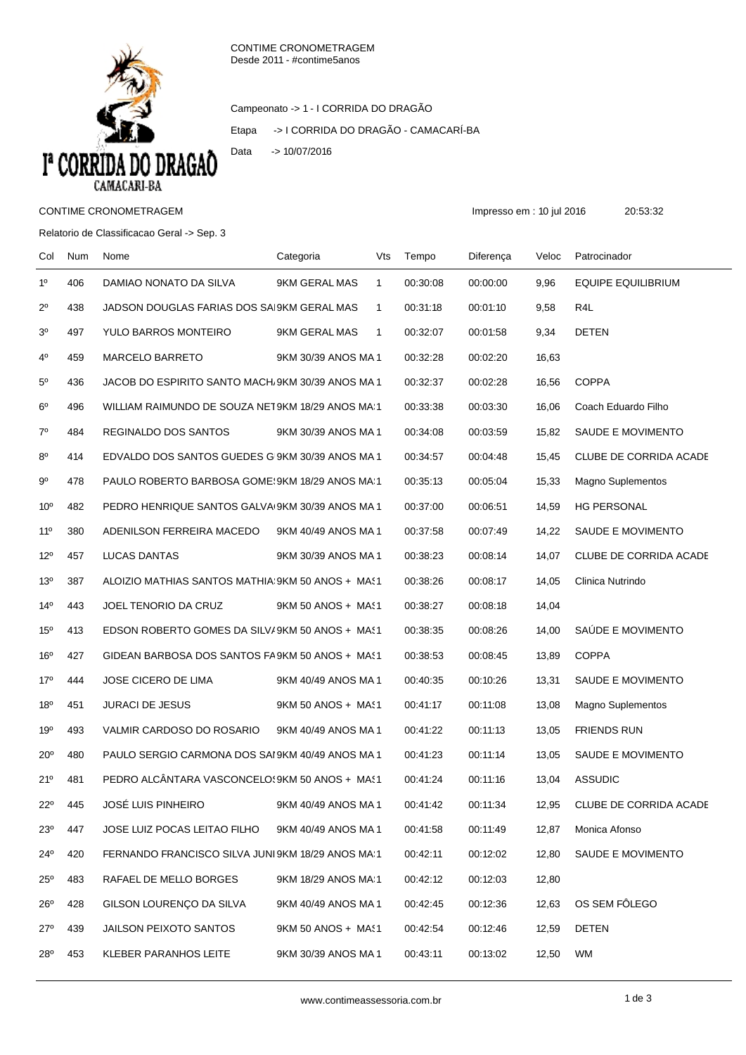CONTIME CRONOMETRAGEM
Desde 2011 - #contime5anos

Campeonato -> 1 - I CORRIDA DO DRAGÃO

Etapa -> I CORRIDA DO DRAGÃO - CAMACARÍ-BA

Data -> 10/07/2016

CONTIME CRONOMETRAGEM

Impresso em : 10 jul 2016 20:53:32

Relatorio de Classificacao Geral -> Sep. 3

| Col | Num | Nome | Categoria | Vts | Tempo | Diferença | Veloc | Patrocinador |
|---|---|---|---|---|---|---|---|---|
| 1º | 406 | DAMIAO NONATO DA SILVA | 9KM GERAL MAS | 1 | 00:30:08 | 00:00:00 | 9,96 | EQUIPE EQUILIBRIUM |
| 2º | 438 | JADSON DOUGLAS FARIAS DOS SA | 9KM GERAL MAS | 1 | 00:31:18 | 00:01:10 | 9,58 | R4L |
| 3º | 497 | YULO BARROS MONTEIRO | 9KM GERAL MAS | 1 | 00:32:07 | 00:01:58 | 9,34 | DETEN |
| 4º | 459 | MARCELO BARRETO | 9KM 30/39 ANOS MA | 1 | 00:32:28 | 00:02:20 | 16,63 | |
| 5º | 436 | JACOB DO ESPIRITO SANTO MACH | 9KM 30/39 ANOS MA | 1 | 00:32:37 | 00:02:28 | 16,56 | COPPA |
| 6º | 496 | WILLIAM RAIMUNDO DE SOUZA NET | 9KM 18/29 ANOS MA | 1 | 00:33:38 | 00:03:30 | 16,06 | Coach Eduardo Filho |
| 7º | 484 | REGINALDO DOS SANTOS | 9KM 30/39 ANOS MA | 1 | 00:34:08 | 00:03:59 | 15,82 | SAUDE E MOVIMENTO |
| 8º | 414 | EDVALDO DOS SANTOS GUEDES G | 9KM 30/39 ANOS MA | 1 | 00:34:57 | 00:04:48 | 15,45 | CLUBE DE CORRIDA ACADE |
| 9º | 478 | PAULO ROBERTO BARBOSA GOME | 9KM 18/29 ANOS MA | 1 | 00:35:13 | 00:05:04 | 15,33 | Magno Suplementos |
| 10º | 482 | PEDRO HENRIQUE SANTOS GALVA | 9KM 30/39 ANOS MA | 1 | 00:37:00 | 00:06:51 | 14,59 | HG PERSONAL |
| 11º | 380 | ADENILSON FERREIRA MACEDO | 9KM 40/49 ANOS MA | 1 | 00:37:58 | 00:07:49 | 14,22 | SAUDE E MOVIMENTO |
| 12º | 457 | LUCAS DANTAS | 9KM 30/39 ANOS MA | 1 | 00:38:23 | 00:08:14 | 14,07 | CLUBE DE CORRIDA ACADE |
| 13º | 387 | ALOIZIO MATHIAS SANTOS MATHIA | 9KM 50 ANOS + MAS | 1 | 00:38:26 | 00:08:17 | 14,05 | Clinica Nutrindo |
| 14º | 443 | JOEL TENORIO DA CRUZ | 9KM 50 ANOS + MAS | 1 | 00:38:27 | 00:08:18 | 14,04 | |
| 15º | 413 | EDSON ROBERTO GOMES DA SILV | 9KM 50 ANOS + MAS | 1 | 00:38:35 | 00:08:26 | 14,00 | SAÚDE E MOVIMENTO |
| 16º | 427 | GIDEAN BARBOSA DOS SANTOS FA | 9KM 50 ANOS + MAS | 1 | 00:38:53 | 00:08:45 | 13,89 | COPPA |
| 17º | 444 | JOSE CICERO DE LIMA | 9KM 40/49 ANOS MA | 1 | 00:40:35 | 00:10:26 | 13,31 | SAUDE E MOVIMENTO |
| 18º | 451 | JURACI DE JESUS | 9KM 50 ANOS + MAS | 1 | 00:41:17 | 00:11:08 | 13,08 | Magno Suplementos |
| 19º | 493 | VALMIR CARDOSO DO ROSARIO | 9KM 40/49 ANOS MA | 1 | 00:41:22 | 00:11:13 | 13,05 | FRIENDS RUN |
| 20º | 480 | PAULO SERGIO CARMONA DOS SA | 9KM 40/49 ANOS MA | 1 | 00:41:23 | 00:11:14 | 13,05 | SAUDE E MOVIMENTO |
| 21º | 481 | PEDRO ALCÂNTARA VASCONCELOS | 9KM 50 ANOS + MAS | 1 | 00:41:24 | 00:11:16 | 13,04 | ASSUDIC |
| 22º | 445 | JOSÉ LUIS PINHEIRO | 9KM 40/49 ANOS MA | 1 | 00:41:42 | 00:11:34 | 12,95 | CLUBE DE CORRIDA ACADE |
| 23º | 447 | JOSE LUIZ POCAS LEITAO FILHO | 9KM 40/49 ANOS MA | 1 | 00:41:58 | 00:11:49 | 12,87 | Monica Afonso |
| 24º | 420 | FERNANDO FRANCISCO SILVA JUNI | 9KM 18/29 ANOS MA | 1 | 00:42:11 | 00:12:02 | 12,80 | SAUDE E MOVIMENTO |
| 25º | 483 | RAFAEL DE MELLO BORGES | 9KM 18/29 ANOS MA | 1 | 00:42:12 | 00:12:03 | 12,80 | |
| 26º | 428 | GILSON LOURENÇO DA SILVA | 9KM 40/49 ANOS MA | 1 | 00:42:45 | 00:12:36 | 12,63 | OS SEM FÔLEGO |
| 27º | 439 | JAILSON PEIXOTO SANTOS | 9KM 50 ANOS + MAS | 1 | 00:42:54 | 00:12:46 | 12,59 | DETEN |
| 28º | 453 | KLEBER PARANHOS LEITE | 9KM 30/39 ANOS MA | 1 | 00:43:11 | 00:13:02 | 12,50 | WM |

www.contimeassessoria.com.br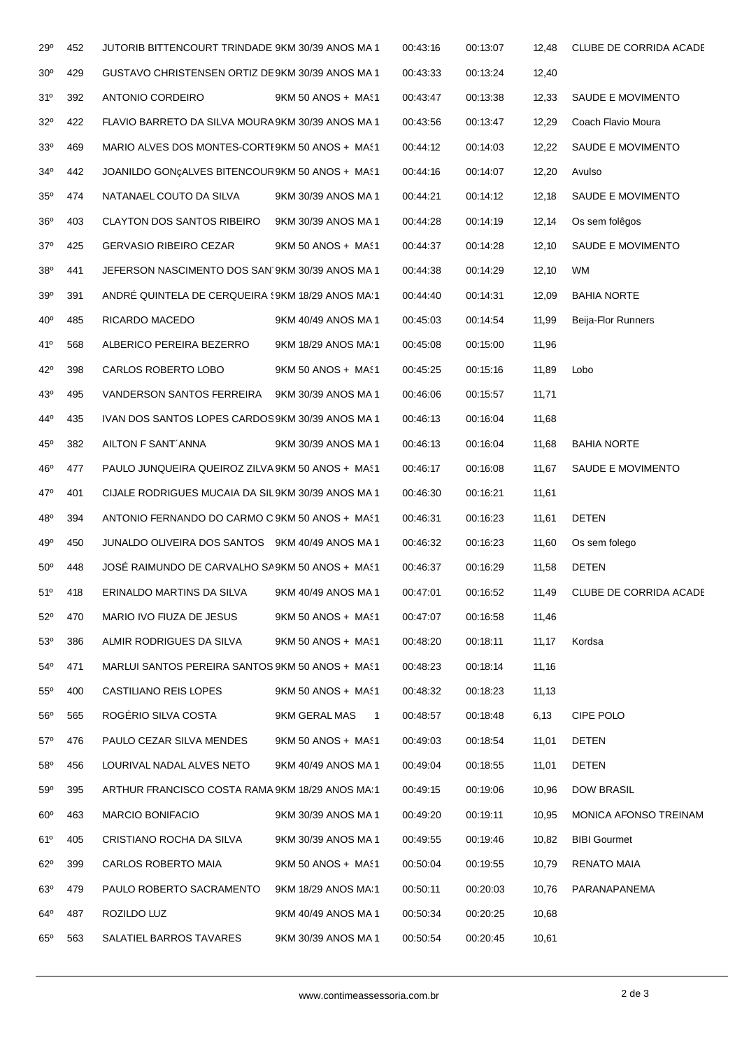| | | | | | | | |
|---|---|---|---|---|---|---|---|
| 29º | 452 | JUTORIB BITTENCOURT TRINDADE | 9KM 30/39 ANOS MA 1 | 00:43:16 | 00:13:07 | 12,48 | CLUBE DE CORRIDA ACADE |
| 30º | 429 | GUSTAVO CHRISTENSEN ORTIZ DE | 9KM 30/39 ANOS MA 1 | 00:43:33 | 00:13:24 | 12,40 | |
| 31º | 392 | ANTONIO CORDEIRO | 9KM 50 ANOS + MA 1 | 00:43:47 | 00:13:38 | 12,33 | SAUDE E MOVIMENTO |
| 32º | 422 | FLAVIO BARRETO DA SILVA MOURA | 9KM 30/39 ANOS MA 1 | 00:43:56 | 00:13:47 | 12,29 | Coach Flavio Moura |
| 33º | 469 | MARIO ALVES DOS MONTES-CORTI | 9KM 50 ANOS + MA 1 | 00:44:12 | 00:14:03 | 12,22 | SAUDE E MOVIMENTO |
| 34º | 442 | JOANILDO GONçALVES BITENCOUR | 9KM 50 ANOS + MA 1 | 00:44:16 | 00:14:07 | 12,20 | Avulso |
| 35º | 474 | NATANAEL COUTO DA SILVA | 9KM 30/39 ANOS MA 1 | 00:44:21 | 00:14:12 | 12,18 | SAUDE E MOVIMENTO |
| 36º | 403 | CLAYTON DOS SANTOS RIBEIRO | 9KM 30/39 ANOS MA 1 | 00:44:28 | 00:14:19 | 12,14 | Os sem folêgos |
| 37º | 425 | GERVASIO RIBEIRO CEZAR | 9KM 50 ANOS + MA 1 | 00:44:37 | 00:14:28 | 12,10 | SAUDE E MOVIMENTO |
| 38º | 441 | JEFERSON NASCIMENTO DOS SAN | 9KM 30/39 ANOS MA 1 | 00:44:38 | 00:14:29 | 12,10 | WM |
| 39º | 391 | ANDRÉ QUINTELA DE CERQUEIRA | 9KM 18/29 ANOS MA 1 | 00:44:40 | 00:14:31 | 12,09 | BAHIA NORTE |
| 40º | 485 | RICARDO MACEDO | 9KM 40/49 ANOS MA 1 | 00:45:03 | 00:14:54 | 11,99 | Beija-Flor Runners |
| 41º | 568 | ALBERICO PEREIRA BEZERRO | 9KM 18/29 ANOS MA 1 | 00:45:08 | 00:15:00 | 11,96 | |
| 42º | 398 | CARLOS ROBERTO LOBO | 9KM 50 ANOS + MA 1 | 00:45:25 | 00:15:16 | 11,89 | Lobo |
| 43º | 495 | VANDERSON SANTOS FERREIRA | 9KM 30/39 ANOS MA 1 | 00:46:06 | 00:15:57 | 11,71 | |
| 44º | 435 | IVAN DOS SANTOS LOPES CARDOS | 9KM 30/39 ANOS MA 1 | 00:46:13 | 00:16:04 | 11,68 | |
| 45º | 382 | AILTON F SANT´ANNA | 9KM 30/39 ANOS MA 1 | 00:46:13 | 00:16:04 | 11,68 | BAHIA NORTE |
| 46º | 477 | PAULO JUNQUEIRA QUEIROZ ZILVA | 9KM 50 ANOS + MA 1 | 00:46:17 | 00:16:08 | 11,67 | SAUDE E MOVIMENTO |
| 47º | 401 | CIJALE RODRIGUES MUCAIA DA SIL | 9KM 30/39 ANOS MA 1 | 00:46:30 | 00:16:21 | 11,61 | |
| 48º | 394 | ANTONIO FERNANDO DO CARMO C | 9KM 50 ANOS + MA 1 | 00:46:31 | 00:16:23 | 11,61 | DETEN |
| 49º | 450 | JUNALDO OLIVEIRA DOS SANTOS | 9KM 40/49 ANOS MA 1 | 00:46:32 | 00:16:23 | 11,60 | Os sem folego |
| 50º | 448 | JOSÉ RAIMUNDO DE CARVALHO SA | 9KM 50 ANOS + MA 1 | 00:46:37 | 00:16:29 | 11,58 | DETEN |
| 51º | 418 | ERINALDO MARTINS DA SILVA | 9KM 40/49 ANOS MA 1 | 00:47:01 | 00:16:52 | 11,49 | CLUBE DE CORRIDA ACADE |
| 52º | 470 | MARIO IVO FIUZA DE JESUS | 9KM 50 ANOS + MA 1 | 00:47:07 | 00:16:58 | 11,46 | |
| 53º | 386 | ALMIR RODRIGUES DA SILVA | 9KM 50 ANOS + MA 1 | 00:48:20 | 00:18:11 | 11,17 | Kordsa |
| 54º | 471 | MARLUI SANTOS PEREIRA SANTOS | 9KM 50 ANOS + MA 1 | 00:48:23 | 00:18:14 | 11,16 | |
| 55º | 400 | CASTILIANO REIS LOPES | 9KM 50 ANOS + MA 1 | 00:48:32 | 00:18:23 | 11,13 | |
| 56º | 565 | ROGÉRIO SILVA COSTA | 9KM GERAL MAS 1 | 00:48:57 | 00:18:48 | 6,13 | CIPE POLO |
| 57º | 476 | PAULO CEZAR SILVA MENDES | 9KM 50 ANOS + MA 1 | 00:49:03 | 00:18:54 | 11,01 | DETEN |
| 58º | 456 | LOURIVAL NADAL ALVES NETO | 9KM 40/49 ANOS MA 1 | 00:49:04 | 00:18:55 | 11,01 | DETEN |
| 59º | 395 | ARTHUR FRANCISCO COSTA RAMA | 9KM 18/29 ANOS MA 1 | 00:49:15 | 00:19:06 | 10,96 | DOW BRASIL |
| 60º | 463 | MARCIO BONIFACIO | 9KM 30/39 ANOS MA 1 | 00:49:20 | 00:19:11 | 10,95 | MONICA AFONSO TREINAM |
| 61º | 405 | CRISTIANO ROCHA DA SILVA | 9KM 30/39 ANOS MA 1 | 00:49:55 | 00:19:46 | 10,82 | BIBI Gourmet |
| 62º | 399 | CARLOS ROBERTO MAIA | 9KM 50 ANOS + MA 1 | 00:50:04 | 00:19:55 | 10,79 | RENATO MAIA |
| 63º | 479 | PAULO ROBERTO SACRAMENTO | 9KM 18/29 ANOS MA 1 | 00:50:11 | 00:20:03 | 10,76 | PARANAPANEMA |
| 64º | 487 | ROZILDO LUZ | 9KM 40/49 ANOS MA 1 | 00:50:34 | 00:20:25 | 10,68 | |
| 65º | 563 | SALATIEL BARROS TAVARES | 9KM 30/39 ANOS MA 1 | 00:50:54 | 00:20:45 | 10,61 | |

www.contimeassessoria.com.br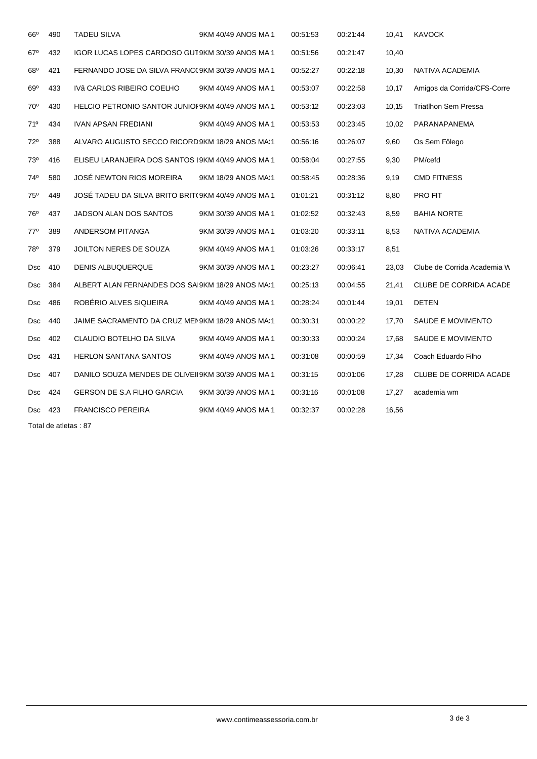| | | | | | | | |
|---|---|---|---|---|---|---|---|
| 66º | 490 | TADEU SILVA | 9KM 40/49 ANOS MA 1 | 00:51:53 | 00:21:44 | 10,41 | KAVOCK |
| 67º | 432 | IGOR LUCAS LOPES CARDOSO GUT | 9KM 30/39 ANOS MA 1 | 00:51:56 | 00:21:47 | 10,40 | |
| 68º | 421 | FERNANDO JOSE DA SILVA FRANC( | 9KM 30/39 ANOS MA 1 | 00:52:27 | 00:22:18 | 10,30 | NATIVA ACADEMIA |
| 69º | 433 | IVã CARLOS RIBEIRO COELHO | 9KM 40/49 ANOS MA 1 | 00:53:07 | 00:22:58 | 10,17 | Amigos da Corrida/CFS-Corre |
| 70º | 430 | HELCIO PETRONIO SANTOR JUNIOI | 9KM 40/49 ANOS MA 1 | 00:53:12 | 00:23:03 | 10,15 | Triatlhon Sem Pressa |
| 71º | 434 | IVAN APSAN FREDIANI | 9KM 40/49 ANOS MA 1 | 00:53:53 | 00:23:45 | 10,02 | PARANAPANEMA |
| 72º | 388 | ALVARO AUGUSTO SECCO RICORD | 9KM 18/29 ANOS MA 1 | 00:56:16 | 00:26:07 | 9,60 | Os Sem Fôlego |
| 73º | 416 | ELISEU LARANJEIRA DOS SANTOS I | 9KM 40/49 ANOS MA 1 | 00:58:04 | 00:27:55 | 9,30 | PM/cefd |
| 74º | 580 | JOSÉ NEWTON RIOS MOREIRA | 9KM 18/29 ANOS MA 1 | 00:58:45 | 00:28:36 | 9,19 | CMD FITNESS |
| 75º | 449 | JOSÉ TADEU DA SILVA BRITO BRIT( | 9KM 40/49 ANOS MA 1 | 01:01:21 | 00:31:12 | 8,80 | PRO FIT |
| 76º | 437 | JADSON ALAN DOS SANTOS | 9KM 30/39 ANOS MA 1 | 01:02:52 | 00:32:43 | 8,59 | BAHIA NORTE |
| 77º | 389 | ANDERSOM PITANGA | 9KM 30/39 ANOS MA 1 | 01:03:20 | 00:33:11 | 8,53 | NATIVA ACADEMIA |
| 78º | 379 | JOILTON NERES DE SOUZA | 9KM 40/49 ANOS MA 1 | 01:03:26 | 00:33:17 | 8,51 | |
| Dsc | 410 | DENIS ALBUQUERQUE | 9KM 30/39 ANOS MA 1 | 00:23:27 | 00:06:41 | 23,03 | Clube de Corrida Academia W |
| Dsc | 384 | ALBERT ALAN FERNANDES DOS SA | 9KM 18/29 ANOS MA 1 | 00:25:13 | 00:04:55 | 21,41 | CLUBE DE CORRIDA ACADE |
| Dsc | 486 | ROBÉRIO ALVES SIQUEIRA | 9KM 40/49 ANOS MA 1 | 00:28:24 | 00:01:44 | 19,01 | DETEN |
| Dsc | 440 | JAIME SACRAMENTO DA CRUZ MEI | 9KM 18/29 ANOS MA 1 | 00:30:31 | 00:00:22 | 17,70 | SAUDE E MOVIMENTO |
| Dsc | 402 | CLAUDIO BOTELHO DA SILVA | 9KM 40/49 ANOS MA 1 | 00:30:33 | 00:00:24 | 17,68 | SAUDE E MOVIMENTO |
| Dsc | 431 | HERLON SANTANA SANTOS | 9KM 40/49 ANOS MA 1 | 00:31:08 | 00:00:59 | 17,34 | Coach Eduardo Filho |
| Dsc | 407 | DANILO SOUZA MENDES DE OLIVEI | 9KM 30/39 ANOS MA 1 | 00:31:15 | 00:01:06 | 17,28 | CLUBE DE CORRIDA ACADE |
| Dsc | 424 | GERSON DE S.A FILHO GARCIA | 9KM 30/39 ANOS MA 1 | 00:31:16 | 00:01:08 | 17,27 | academia wm |
| Dsc | 423 | FRANCISCO PEREIRA | 9KM 40/49 ANOS MA 1 | 00:32:37 | 00:02:28 | 16,56 | |

Total de atletas : 87

www.contimeassessoria.com.br